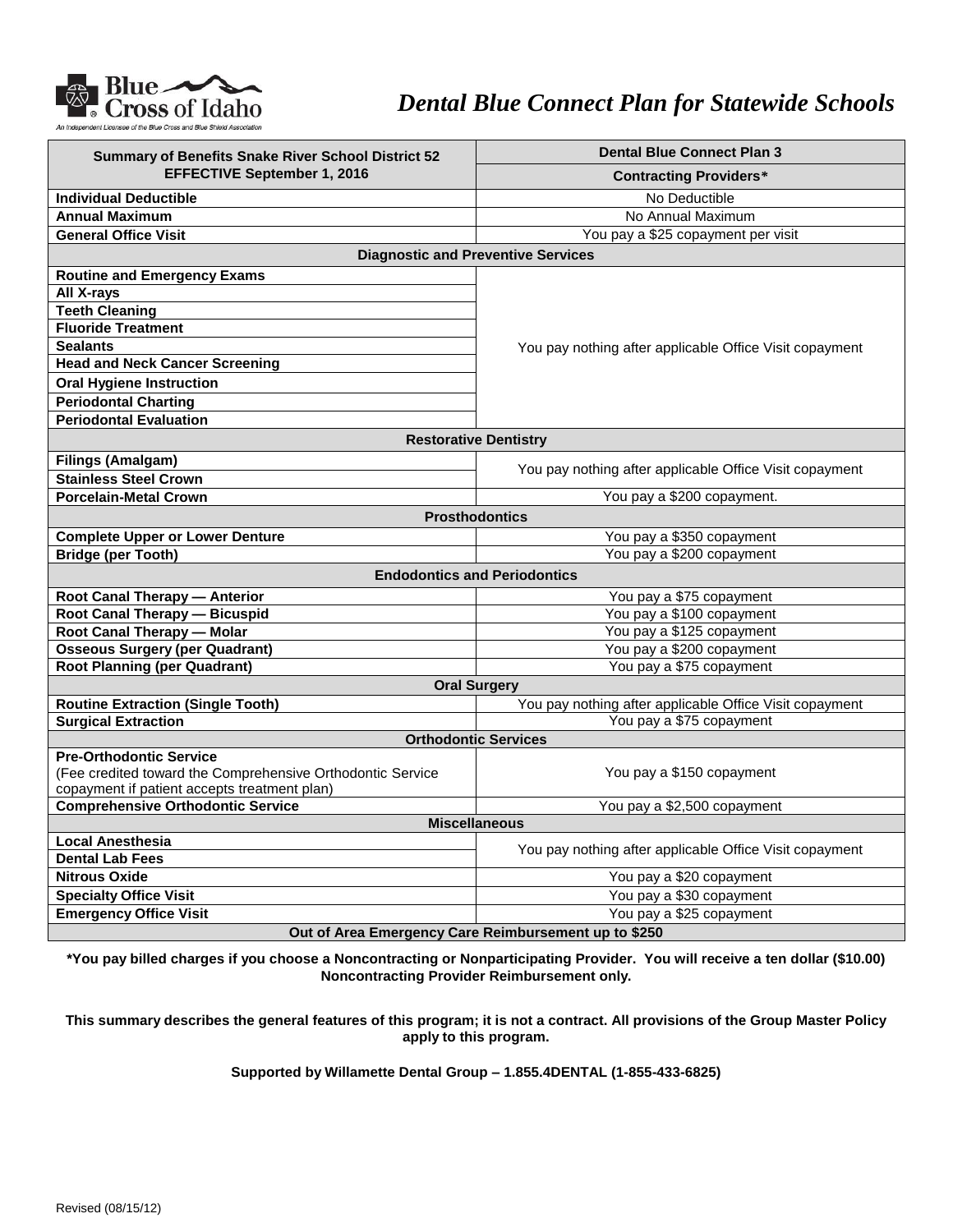Blue Cross of Idaho

An Independent Licensee of the Blue Cross and Blue Shield Association

# *Dental Blue Connect Plan for Statewide Schools*

| Summary of Benefits Snake River School District 52 EFFECTIVE September 1, 2016 | Dental Blue Connect Plan 3 |
|---|---|
| | **Contracting Providers*** |
| **Individual Deductible** | No Deductible |
| **Annual Maximum** | No Annual Maximum |
| **General Office Visit** | You pay a $25 copayment per visit |
| **Diagnostic and Preventive Services** | |
| **Routine and Emergency Exams** | You pay nothing after applicable Office Visit copayment |
| **All X-rays** | |
| **Teeth Cleaning** | |
| **Fluoride Treatment** | |
| **Sealants** | |
| **Head and Neck Cancer Screening** | |
| **Oral Hygiene Instruction** | |
| **Periodontal Charting** | |
| **Periodontal Evaluation** | |
| **Restorative Dentistry** | |
| **Filings (Amalgam)** | You pay nothing after applicable Office Visit copayment |
| **Stainless Steel Crown** | |
| **Porcelain-Metal Crown** | You pay a $200 copayment. |
| **Prosthodontics** | |
| **Complete Upper or Lower Denture** | You pay a $350 copayment |
| **Bridge (per Tooth)** | You pay a $200 copayment |
| **Endodontics and Periodontics** | |
| **Root Canal Therapy — Anterior** | You pay a $75 copayment |
| **Root Canal Therapy — Bicuspid** | You pay a $100 copayment |
| **Root Canal Therapy — Molar** | You pay a $125 copayment |
| **Osseous Surgery (per Quadrant)** | You pay a $200 copayment |
| **Root Planning (per Quadrant)** | You pay a $75 copayment |
| **Oral Surgery** | |
| **Routine Extraction (Single Tooth)** | You pay nothing after applicable Office Visit copayment |
| **Surgical Extraction** | You pay a $75 copayment |
| **Orthodontic Services** | |
| **Pre-Orthodontic Service** (Fee credited toward the Comprehensive Orthodontic Service copayment if patient accepts treatment plan) | You pay a $150 copayment |
| **Comprehensive Orthodontic Service** | You pay a $2,500 copayment |
| **Miscellaneous** | |
| **Local Anesthesia** | You pay nothing after applicable Office Visit copayment |
| **Dental Lab Fees** | |
| **Nitrous Oxide** | You pay a $20 copayment |
| **Specialty Office Visit** | You pay a $30 copayment |
| **Emergency Office Visit** | You pay a $25 copayment |
| **Out of Area Emergency Care Reimbursement up to $250** | |

**\*You pay billed charges if you choose a Noncontracting or Nonparticipating Provider. You will receive a ten dollar ($10.00) Noncontracting Provider Reimbursement only.**

**This summary describes the general features of this program; it is not a contract. All provisions of the Group Master Policy apply to this program.**

**Supported by Willamette Dental Group – 1.855.4DENTAL (1-855-433-6825)**

Revised (08/15/12)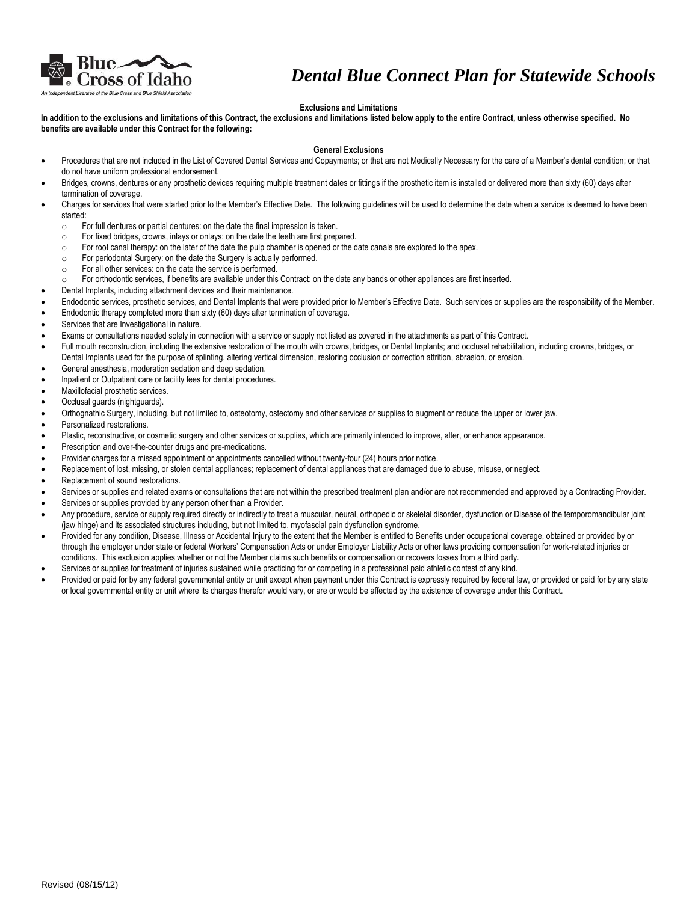# *Dental Blue Connect Plan for Statewide Schools*

**Exclusions and Limitations**

**In addition to the exclusions and limitations of this Contract, the exclusions and limitations listed below apply to the entire Contract, unless otherwise specified. No benefits are available under this Contract for the following:**

**General Exclusions**

- Procedures that are not included in the List of Covered Dental Services and Copayments; or that are not Medically Necessary for the care of a Member's dental condition; or that do not have uniform professional endorsement.
- Bridges, crowns, dentures or any prosthetic devices requiring multiple treatment dates or fittings if the prosthetic item is installed or delivered more than sixty (60) days after termination of coverage.
- Charges for services that were started prior to the Member's Effective Date. The following guidelines will be used to determine the date when a service is deemed to have been started:
  - For full dentures or partial dentures: on the date the final impression is taken.
  - For fixed bridges, crowns, inlays or onlays: on the date the teeth are first prepared.
  - For root canal therapy: on the later of the date the pulp chamber is opened or the date canals are explored to the apex.
  - For periodontal Surgery: on the date the Surgery is actually performed.
  - For all other services: on the date the service is performed.
  - For orthodontic services, if benefits are available under this Contract: on the date any bands or other appliances are first inserted.
- Dental Implants, including attachment devices and their maintenance.
- Endodontic services, prosthetic services, and Dental Implants that were provided prior to Member's Effective Date. Such services or supplies are the responsibility of the Member.
- Endodontic therapy completed more than sixty (60) days after termination of coverage.
- Services that are Investigational in nature.
- Exams or consultations needed solely in connection with a service or supply not listed as covered in the attachments as part of this Contract.
- Full mouth reconstruction, including the extensive restoration of the mouth with crowns, bridges, or Dental Implants; and occlusal rehabilitation, including crowns, bridges, or Dental Implants used for the purpose of splinting, altering vertical dimension, restoring occlusion or correction attrition, abrasion, or erosion.
- General anesthesia, moderation sedation and deep sedation.
- Inpatient or Outpatient care or facility fees for dental procedures.
- Maxillofacial prosthetic services.
- Occlusal guards (nightguards).
- Orthognathic Surgery, including, but not limited to, osteotomy, ostectomy and other services or supplies to augment or reduce the upper or lower jaw.
- Personalized restorations.
- Plastic, reconstructive, or cosmetic surgery and other services or supplies, which are primarily intended to improve, alter, or enhance appearance.
- Prescription and over-the-counter drugs and pre-medications.
- Provider charges for a missed appointment or appointments cancelled without twenty-four (24) hours prior notice.
- Replacement of lost, missing, or stolen dental appliances; replacement of dental appliances that are damaged due to abuse, misuse, or neglect.
- Replacement of sound restorations.
- Services or supplies and related exams or consultations that are not within the prescribed treatment plan and/or are not recommended and approved by a Contracting Provider.
- Services or supplies provided by any person other than a Provider.
- Any procedure, service or supply required directly or indirectly to treat a muscular, neural, orthopedic or skeletal disorder, dysfunction or Disease of the temporomandibular joint (jaw hinge) and its associated structures including, but not limited to, myofascial pain dysfunction syndrome.
- Provided for any condition, Disease, Illness or Accidental Injury to the extent that the Member is entitled to Benefits under occupational coverage, obtained or provided by or through the employer under state or federal Workers' Compensation Acts or under Employer Liability Acts or other laws providing compensation for work-related injuries or conditions. This exclusion applies whether or not the Member claims such benefits or compensation or recovers losses from a third party.
- Services or supplies for treatment of injuries sustained while practicing for or competing in a professional paid athletic contest of any kind.
- Provided or paid for by any federal governmental entity or unit except when payment under this Contract is expressly required by federal law, or provided or paid for by any state or local governmental entity or unit where its charges therefor would vary, or are or would be affected by the existence of coverage under this Contract.

Revised (08/15/12)